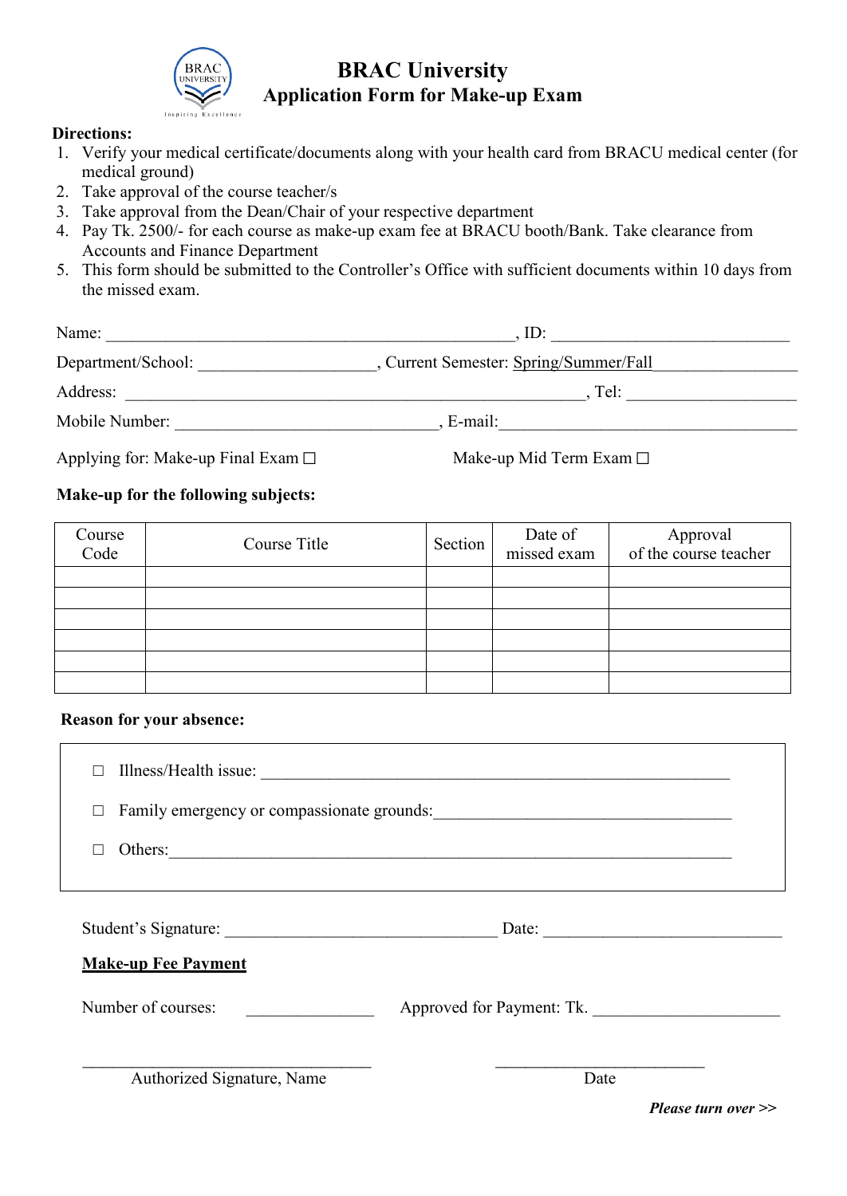# BRAC University

## Application Form for Make-up Exam

**Directions:**

1. Verify your medical certificate/documents along with your health card from BRACU medical center (for medical ground)
2. Take approval of the course teacher/s
3. Take approval from the Dean/Chair of your respective department
4. Pay Tk. 2500/- for each course as make-up exam fee at BRACU booth/Bank. Take clearance from Accounts and Finance Department
5. This form should be submitted to the Controller's Office with sufficient documents within 10 days from the missed exam.

Name: ______________________________________________, ID: ___________________________

Department/School: ____________________, Current Semester: Spring/Summer/Fall________________

Address: ____________________________________________________, Tel: ___________________

Mobile Number: _____________________________, E-mail:__________________________________

Applying for: Make-up Final Exam ☐ Make-up Mid Term Exam ☐

**Make-up for the following subjects:**

| Course Code | Course Title | Section | Date of missed exam | Approval of the course teacher |
|---|---|---|---|---|
| | | | | |
| | | | | |
| | | | | |
| | | | | |
| | | | | |
| | | | | |

**Reason for your absence:**

☐ Illness/Health issue: _____________________________________________________

☐ Family emergency or compassionate grounds:________________________________

☐ Others:_______________________________________________________________

Student's Signature: _______________________________ Date: ___________________________

**Make-up Fee Payment**

Number of courses: _______________ Approved for Payment: Tk. _____________________

_________________________________ _________________________

Authorized Signature, Name Date

***Please turn over >>***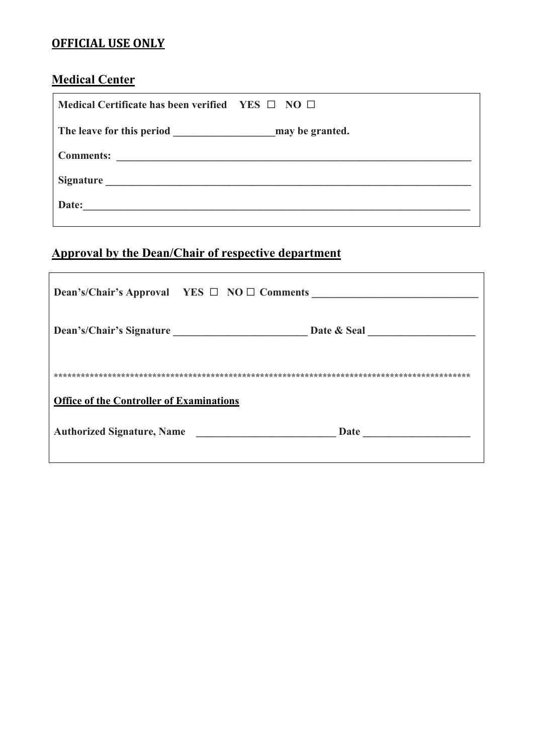**OFFICIAL USE ONLY**

## Medical Center

**Medical Certificate has been verified YES ☐ NO ☐**

**The leave for this period ___________________may be granted.**

**Comments: ___________________________________________________________________**

**Signature _____________________________________________________________________**

**Date:___________________________________________________________________________**

## Approval by the Dean/Chair of respective department

**Dean's/Chair's Approval YES ☐ NO ☐ Comments _______________________________**

**Dean's/Chair's Signature _________________________ Date & Seal ___________________**

*****************************************************************************************************

**Office of the Controller of Examinations**

**Authorized Signature, Name __________________________ Date ___________________**